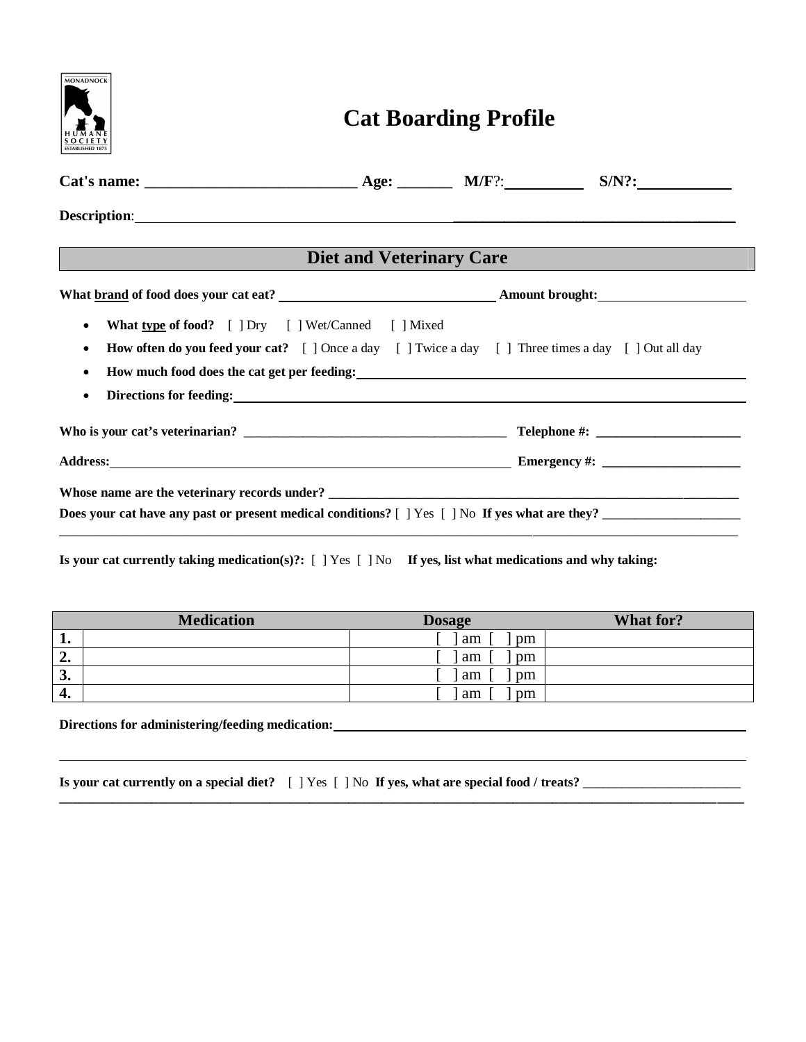MONADNOCK HUMANE SOCIETY ESTABLISHED 1875

# Cat Boarding Profile

**Cat's name:** ___________________________ **Age:** _______ **M/F**?: __________ **S/N?:** ____________

**Description**: ______________________________________________________________

## Diet and Veterinary Care

**What brand of food does your cat eat?** ______________________________ **Amount brought:** ____________________

- **What type of food?** [ ] Dry [ ] Wet/Canned [ ] Mixed
- **How often do you feed your cat?** [ ] Once a day [ ] Twice a day [ ] Three times a day [ ] Out all day
- **How much food does the cat get per feeding:** ______________________________________________
- **Directions for feeding:** ______________________________________________

**Who is your cat's veterinarian?** ________________________________________ **Telephone #:** ______________________

**Address:** ____________________________________________________________ **Emergency #:** _____________________

**Whose name are the veterinary records under?** ______________________________________________________________

**Does your cat have any past or present medical conditions?** [ ] Yes [ ] No **If yes what are they?** _____________________

______________________________________________________________________________________________

**Is your cat currently taking medication(s)?:** [ ] Yes [ ] No **If yes, list what medications and why taking:**

| | Medication | Dosage | What for? |
|---|---|---|---|
| **1.** | | [ ] am [ ] pm | |
| **2.** | | [ ] am [ ] pm | |
| **3.** | | [ ] am [ ] pm | |
| **4.** | | [ ] am [ ] pm | |

**Directions for administering/feeding medication:** ______________________________________________

______________________________________________________________________________________________

**Is your cat currently on a special diet?** [ ] Yes [ ] No **If yes, what are special food / treats?** _______________________

______________________________________________________________________________________________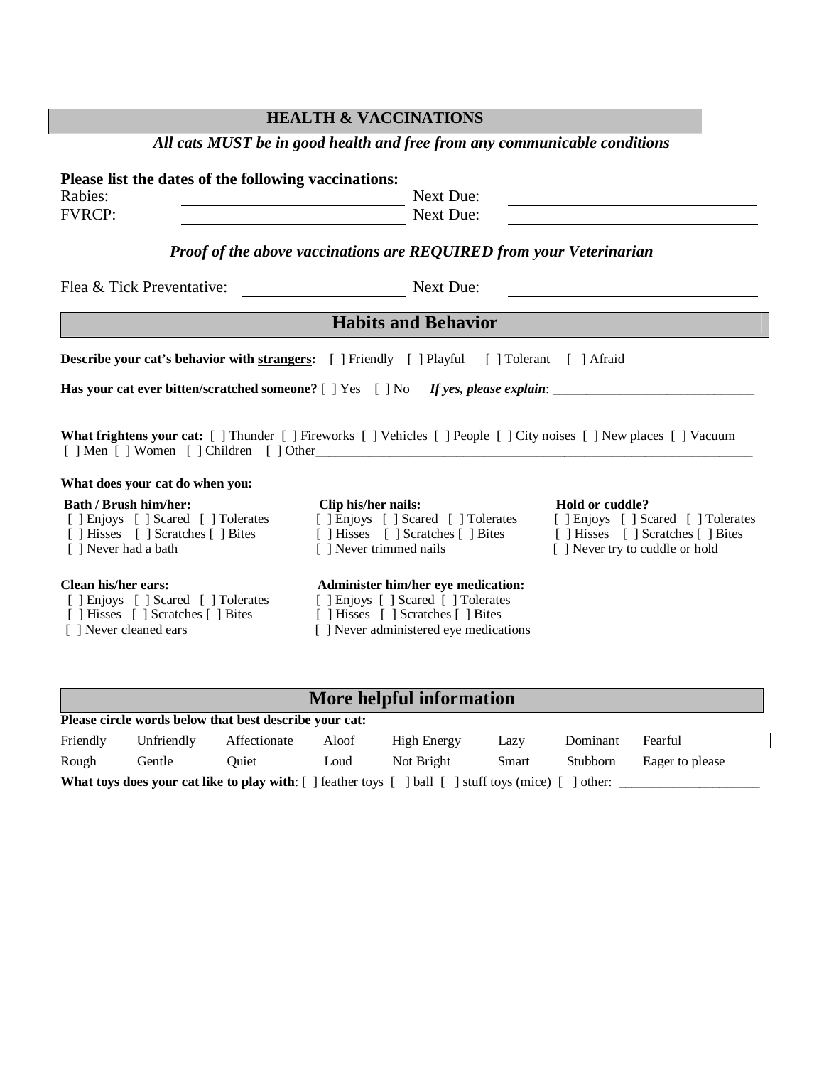## HEALTH & VACCINATIONS

***All cats MUST be in good health and free from any communicable conditions***

**Please list the dates of the following vaccinations:**

Rabies: ____________________ Next Due: ____________________

FVRCP: ____________________ Next Due: ____________________

***Proof of the above vaccinations are REQUIRED from your Veterinarian***

Flea & Tick Preventative: ____________________ Next Due: ____________________

## Habits and Behavior

**Describe your cat's behavior with <u>strangers</u>:** [ ] Friendly [ ] Playful [ ] Tolerant [ ] Afraid

**Has your cat ever bitten/scratched someone?** [ ] Yes [ ] No ***If yes, please explain***: ______________________________

______________________________________________________________________________

**What frightens your cat:** [ ] Thunder [ ] Fireworks [ ] Vehicles [ ] People [ ] City noises [ ] New places [ ] Vacuum [ ] Men [ ] Women [ ] Children [ ] Other________________________________________________________________

**What does your cat do when you:**

**Bath / Brush him/her:**
[ ] Enjoys [ ] Scared [ ] Tolerates
[ ] Hisses [ ] Scratches [ ] Bites
[ ] Never had a bath

**Clip his/her nails:**
[ ] Enjoys [ ] Scared [ ] Tolerates
[ ] Hisses [ ] Scratches [ ] Bites
[ ] Never trimmed nails

**Hold or cuddle?**
[ ] Enjoys [ ] Scared [ ] Tolerates
[ ] Hisses [ ] Scratches [ ] Bites
[ ] Never try to cuddle or hold

**Clean his/her ears:**
[ ] Enjoys [ ] Scared [ ] Tolerates
[ ] Hisses [ ] Scratches [ ] Bites
[ ] Never cleaned ears

**Administer him/her eye medication:**
[ ] Enjoys [ ] Scared [ ] Tolerates
[ ] Hisses [ ] Scratches [ ] Bites
[ ] Never administered eye medications

## More helpful information

**Please circle words below that best describe your cat:**

| Friendly | Unfriendly | Affectionate | Aloof | High Energy | Lazy | Dominant | Fearful |
|---|---|---|---|---|---|---|---|
| Rough | Gentle | Quiet | Loud | Not Bright | Smart | Stubborn | Eager to please |

**What toys does your cat like to play with**: [ ] feather toys [ ] ball [ ] stuff toys (mice) [ ] other: ____________________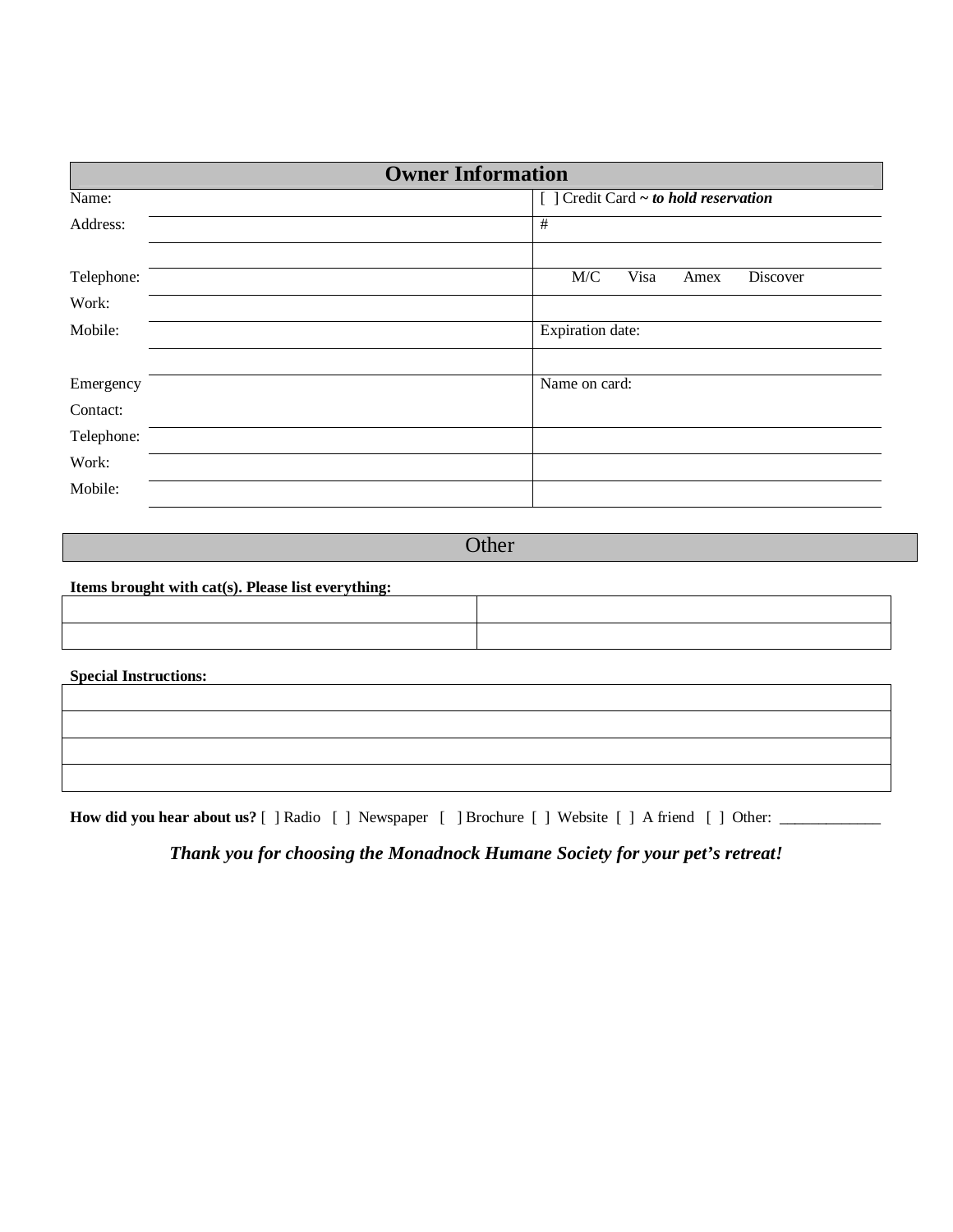## Owner Information

| | | |
|---|---|---|
| Name: | | [ ] Credit Card **~ *to hold reservation*** |
| Address: | | # |
| | | |
| Telephone: | | M/C Visa Amex Discover |
| Work: | | |
| Mobile: | | Expiration date: |
| | | |
| Emergency Contact: | | Name on card: |
| Telephone: | | |
| Work: | | |
| Mobile: | | |

## Other

**Items brought with cat(s). Please list everything:**

| | |
|---|---|
| | |
| | |

**Special Instructions:**

| |
|---|
| |
| |
| |
| |

**How did you hear about us?** [ ] Radio [ ] Newspaper [ ] Brochure [ ] Website [ ] A friend [ ] Other: _____________

***Thank you for choosing the Monadnock Humane Society for your pet's retreat!***